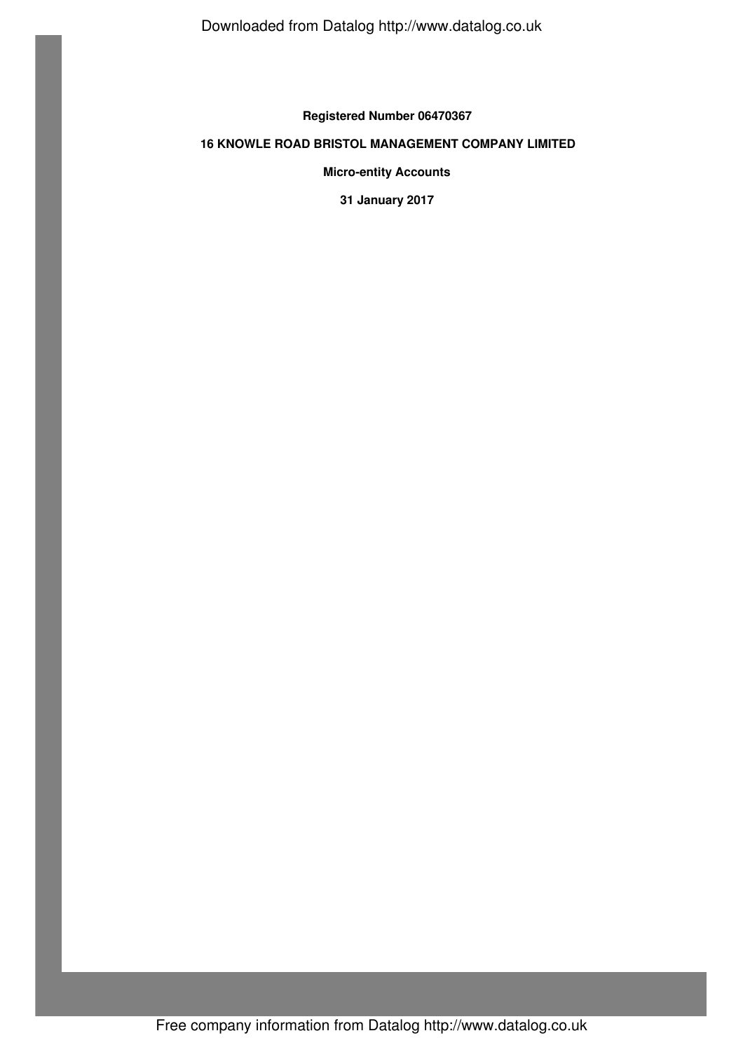**Registered Number 06470367**

**16 KNOWLE ROAD BRISTOL MANAGEMENT COMPANY LIMITED**

**Micro-entity Accounts**

**31 January 2017**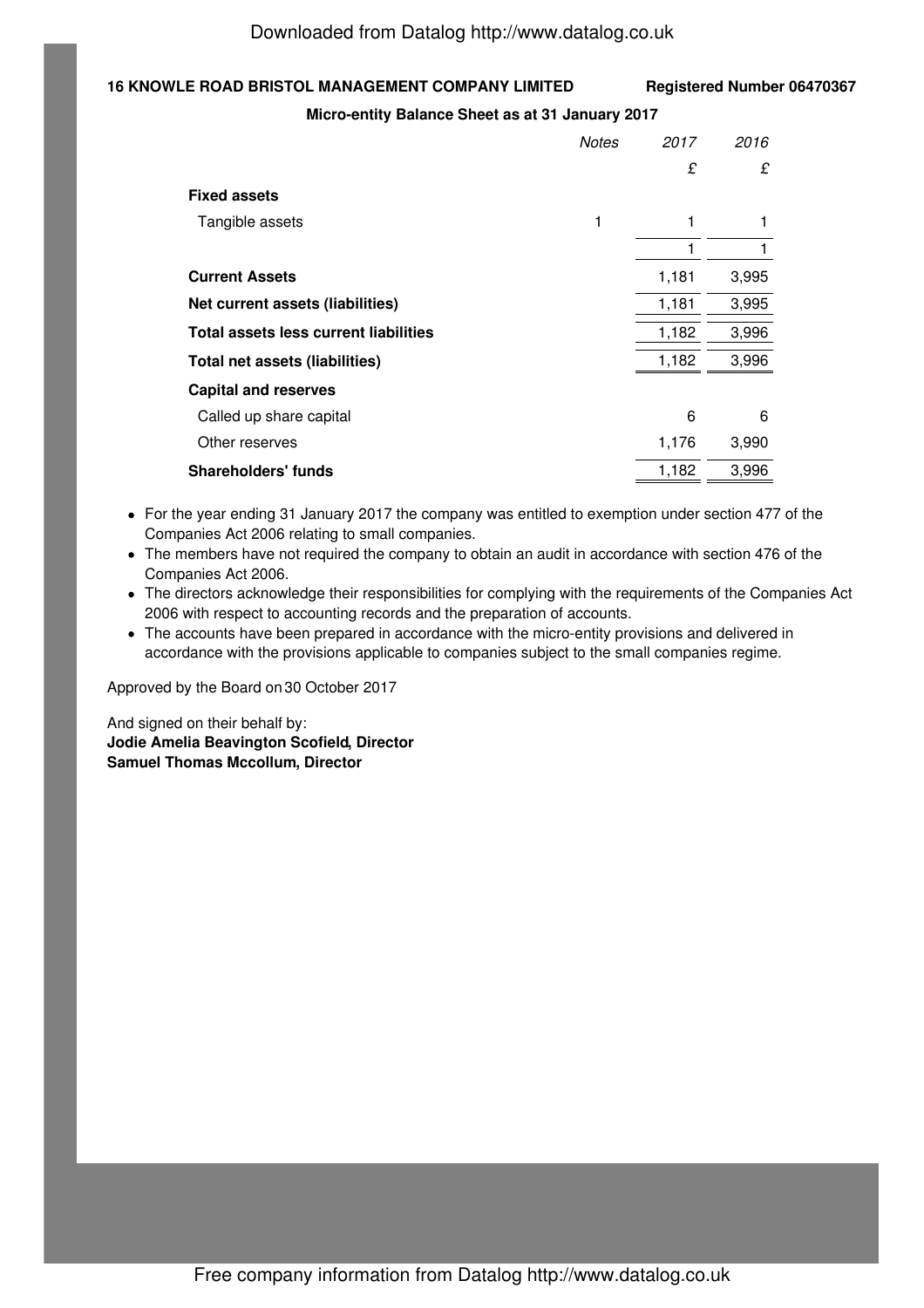**16 KNOWLE ROAD BRISTOL MANAGEMENT COMPANY LIMITED** **Registered Number 06470367**

## Micro-entity Balance Sheet as at 31 January 2017

| | *Notes* | *2017* | *2016* |
|---|---|---|---|
| | | £ | £ |
| **Fixed assets** | | | |
| Tangible assets | 1 | 1 | 1 |
| | | 1 | 1 |
| **Current Assets** | | 1,181 | 3,995 |
| **Net current assets (liabilities)** | | 1,181 | 3,995 |
| **Total assets less current liabilities** | | 1,182 | 3,996 |
| **Total net assets (liabilities)** | | 1,182 | 3,996 |
| **Capital and reserves** | | | |
| Called up share capital | | 6 | 6 |
| Other reserves | | 1,176 | 3,990 |
| **Shareholders' funds** | | 1,182 | 3,996 |

- For the year ending 31 January 2017 the company was entitled to exemption under section 477 of the Companies Act 2006 relating to small companies.
- The members have not required the company to obtain an audit in accordance with section 476 of the Companies Act 2006.
- The directors acknowledge their responsibilities for complying with the requirements of the Companies Act 2006 with respect to accounting records and the preparation of accounts.
- The accounts have been prepared in accordance with the micro-entity provisions and delivered in accordance with the provisions applicable to companies subject to the small companies regime.

Approved by the Board on 30 October 2017

And signed on their behalf by:
**Jodie Amelia Beavington Scofield, Director**
**Samuel Thomas Mccollum, Director**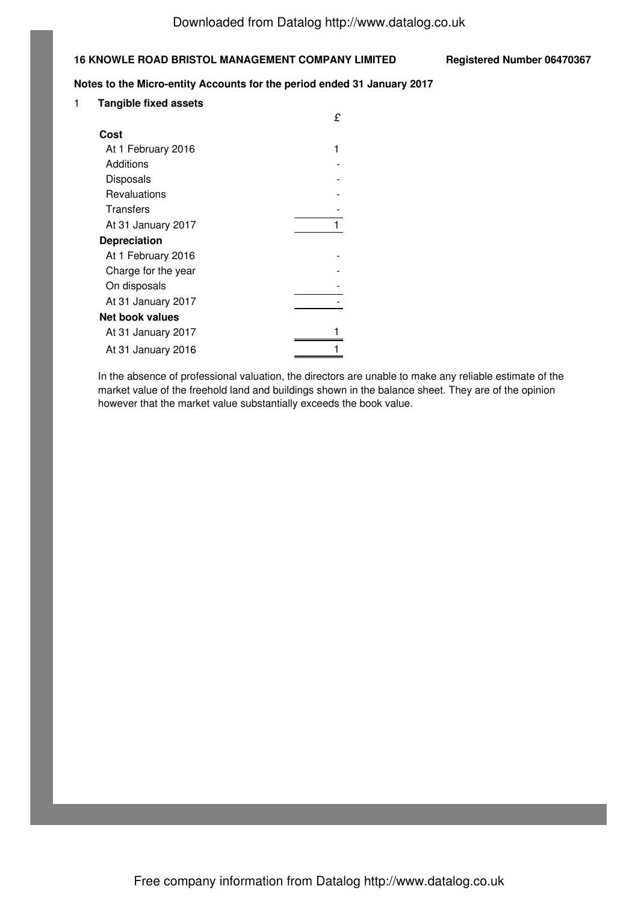**16 KNOWLE ROAD BRISTOL MANAGEMENT COMPANY LIMITED** **Registered Number 06470367**

**Notes to the Micro-entity Accounts for the period ended 31 January 2017**

1 **Tangible fixed assets**

| | £ |
|---|---|
| **Cost** | |
| At 1 February 2016 | 1 |
| Additions | - |
| Disposals | - |
| Revaluations | - |
| Transfers | - |
| At 31 January 2017 | 1 |
| **Depreciation** | |
| At 1 February 2016 | - |
| Charge for the year | - |
| On disposals | - |
| At 31 January 2017 | - |
| **Net book values** | |
| At 31 January 2017 | 1 |
| At 31 January 2016 | 1 |

In the absence of professional valuation, the directors are unable to make any reliable estimate of the market value of the freehold land and buildings shown in the balance sheet. They are of the opinion however that the market value substantially exceeds the book value.